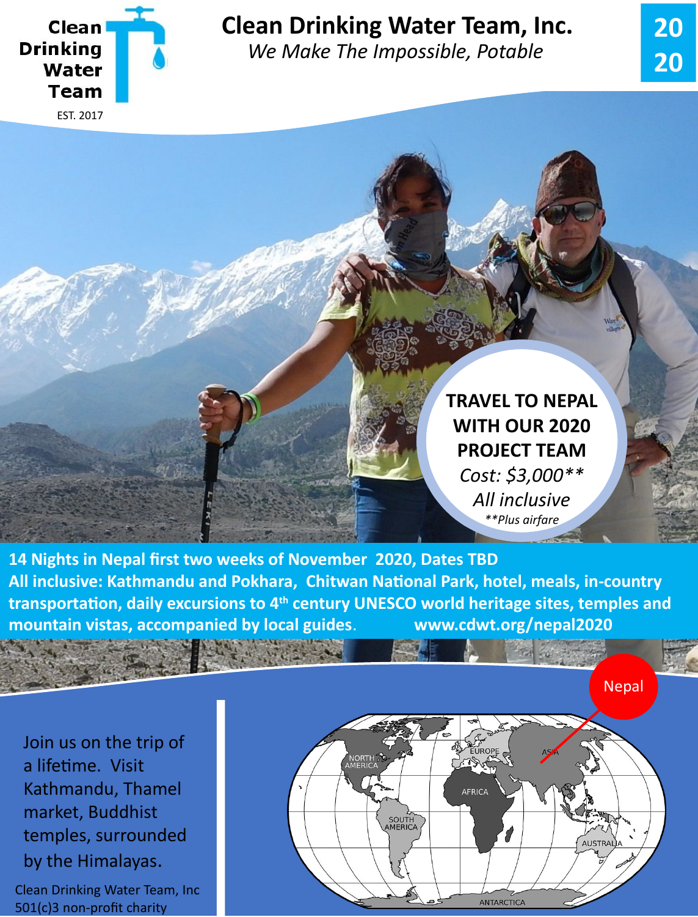Clean Drinking Water Team

EST. 2017

# Clean Drinking Water Team, Inc.

*We Make The Impossible, Potable*

2020

**TRAVEL TO NEPAL WITH OUR 2020 PROJECT TEAM**

*Cost: $3,000***

*All inclusive*

*Plus airfare*

**14 Nights in Nepal first two weeks of November 2020, Dates TBD**
**All inclusive: Kathmandu and Pokhara, Chitwan National Park, hotel, meals, in-country transportation, daily excursions to 4th century UNESCO world heritage sites, temples and mountain vistas, accompanied by local guides.** **www.cdwt.org/nepal2020**

Join us on the trip of a lifetime. Visit Kathmandu, Thamel market, Buddhist temples, surrounded by the Himalayas.

Clean Drinking Water Team, Inc
501(c)3 non-profit charity

Nepal

NORTH AMERICA

EUROPE

ASIA

AFRICA

SOUTH AMERICA

AUSTRALIA

ANTARCTICA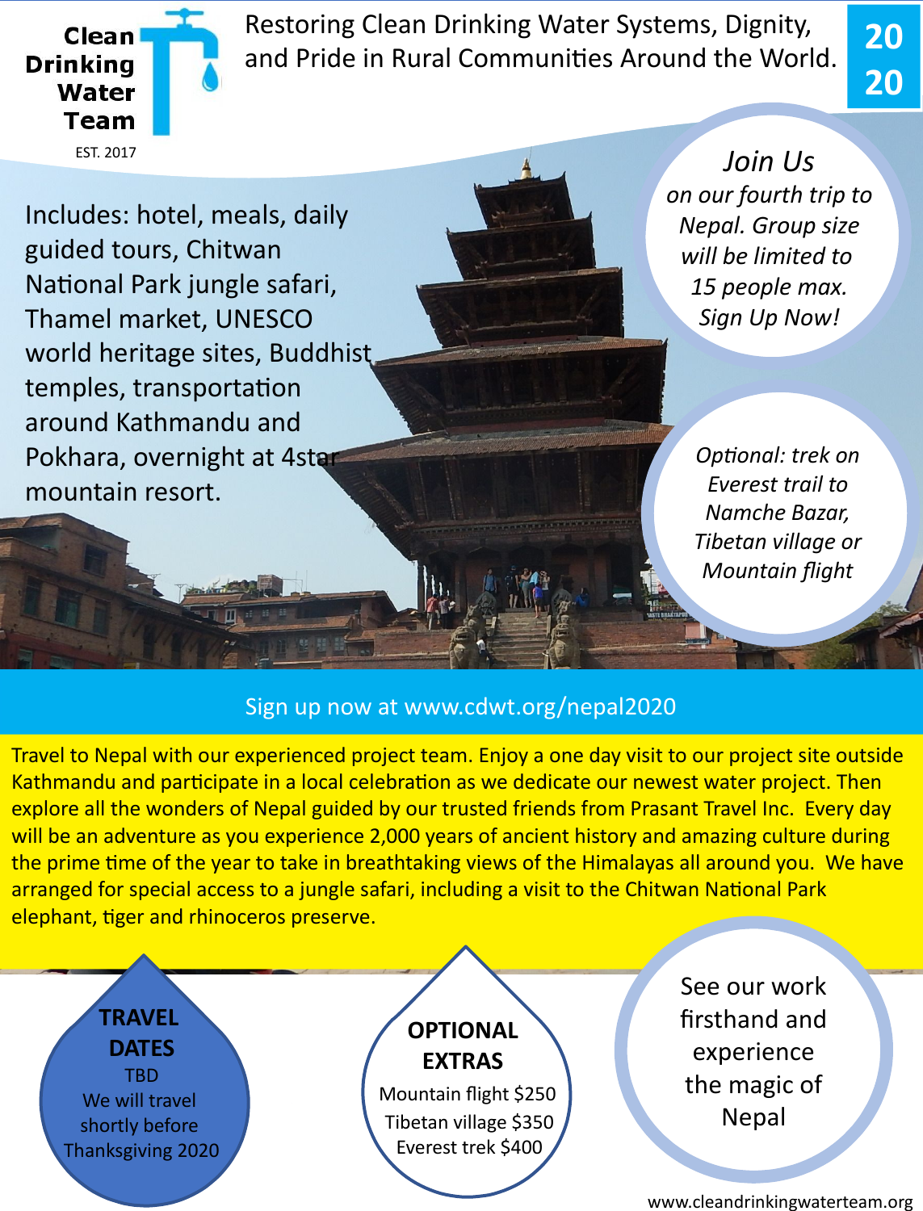# Clean Drinking Water Team

EST. 2017

Restoring Clean Drinking Water Systems, Dignity, and Pride in Rural Communities Around the World.

**2020**

Includes: hotel, meals, daily guided tours, Chitwan National Park jungle safari, Thamel market, UNESCO world heritage sites, Buddhist temples, transportation around Kathmandu and Pokhara, overnight at 4star mountain resort.

*Join Us on our fourth trip to Nepal. Group size will be limited to 15 people max. Sign Up Now!*

*Optional: trek on Everest trail to Namche Bazar, Tibetan village or Mountain flight*

Sign up now at www.cdwt.org/nepal2020

Travel to Nepal with our experienced project team. Enjoy a one day visit to our project site outside Kathmandu and participate in a local celebration as we dedicate our newest water project. Then explore all the wonders of Nepal guided by our trusted friends from Prasant Travel Inc. Every day will be an adventure as you experience 2,000 years of ancient history and amazing culture during the prime time of the year to take in breathtaking views of the Himalayas all around you. We have arranged for special access to a jungle safari, including a visit to the Chitwan National Park elephant, tiger and rhinoceros preserve.

**TRAVEL DATES**

TBD
We will travel shortly before Thanksgiving 2020

**OPTIONAL EXTRAS**

Mountain flight $250
Tibetan village $350
Everest trek $400

See our work firsthand and experience the magic of Nepal

www.cleandrinkingwaterteam.org